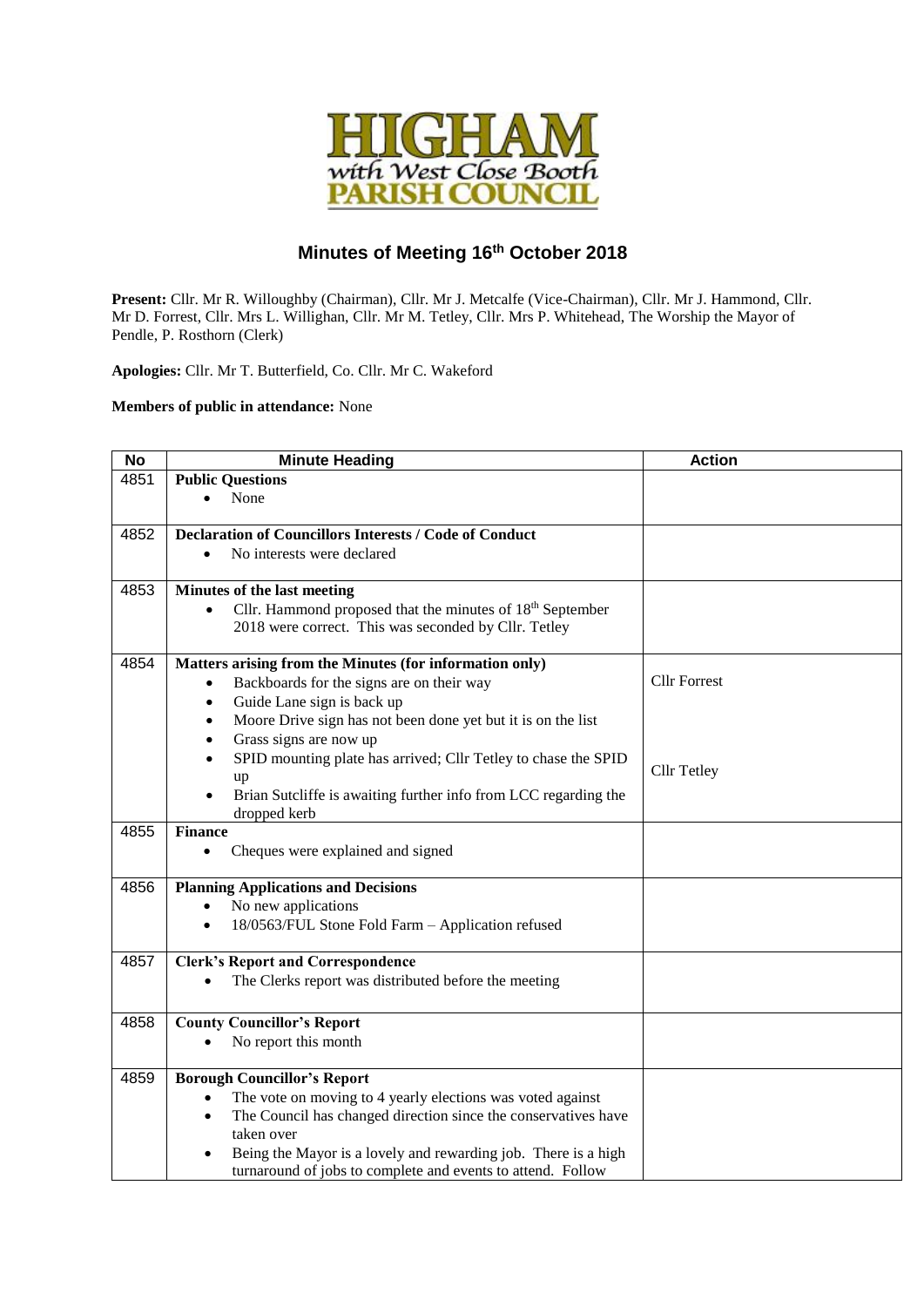HIGHAM with West Close Booth PARISH COUNCIL

# Minutes of Meeting 16th October 2018

**Present:** Cllr. Mr R. Willoughby (Chairman), Cllr. Mr J. Metcalfe (Vice-Chairman), Cllr. Mr J. Hammond, Cllr. Mr D. Forrest, Cllr. Mrs L. Willighan, Cllr. Mr M. Tetley, Cllr. Mrs P. Whitehead, The Worship the Mayor of Pendle, P. Rosthorn (Clerk)

**Apologies:** Cllr. Mr T. Butterfield, Co. Cllr. Mr C. Wakeford

**Members of public in attendance:** None

| No | Minute Heading | Action |
|---|---|---|
| 4851 | **Public Questions**<br>• None | |
| 4852 | **Declaration of Councillors Interests / Code of Conduct**<br>• No interests were declared | |
| 4853 | **Minutes of the last meeting**<br>• Cllr. Hammond proposed that the minutes of 18th September 2018 were correct. This was seconded by Cllr. Tetley | |
| 4854 | **Matters arising from the Minutes (for information only)**<br>• Backboards for the signs are on their way<br>• Guide Lane sign is back up<br>• Moore Drive sign has not been done yet but it is on the list<br>• Grass signs are now up<br>• SPID mounting plate has arrived; Cllr Tetley to chase the SPID up<br>• Brian Sutcliffe is awaiting further info from LCC regarding the dropped kerb | Cllr Forrest<br><br>Cllr Tetley |
| 4855 | **Finance**<br>• Cheques were explained and signed | |
| 4856 | **Planning Applications and Decisions**<br>• No new applications<br>• 18/0563/FUL Stone Fold Farm – Application refused | |
| 4857 | **Clerk's Report and Correspondence**<br>• The Clerks report was distributed before the meeting | |
| 4858 | **County Councillor's Report**<br>• No report this month | |
| 4859 | **Borough Councillor's Report**<br>• The vote on moving to 4 yearly elections was voted against<br>• The Council has changed direction since the conservatives have taken over<br>• Being the Mayor is a lovely and rewarding job. There is a high turnaround of jobs to complete and events to attend. Follow | |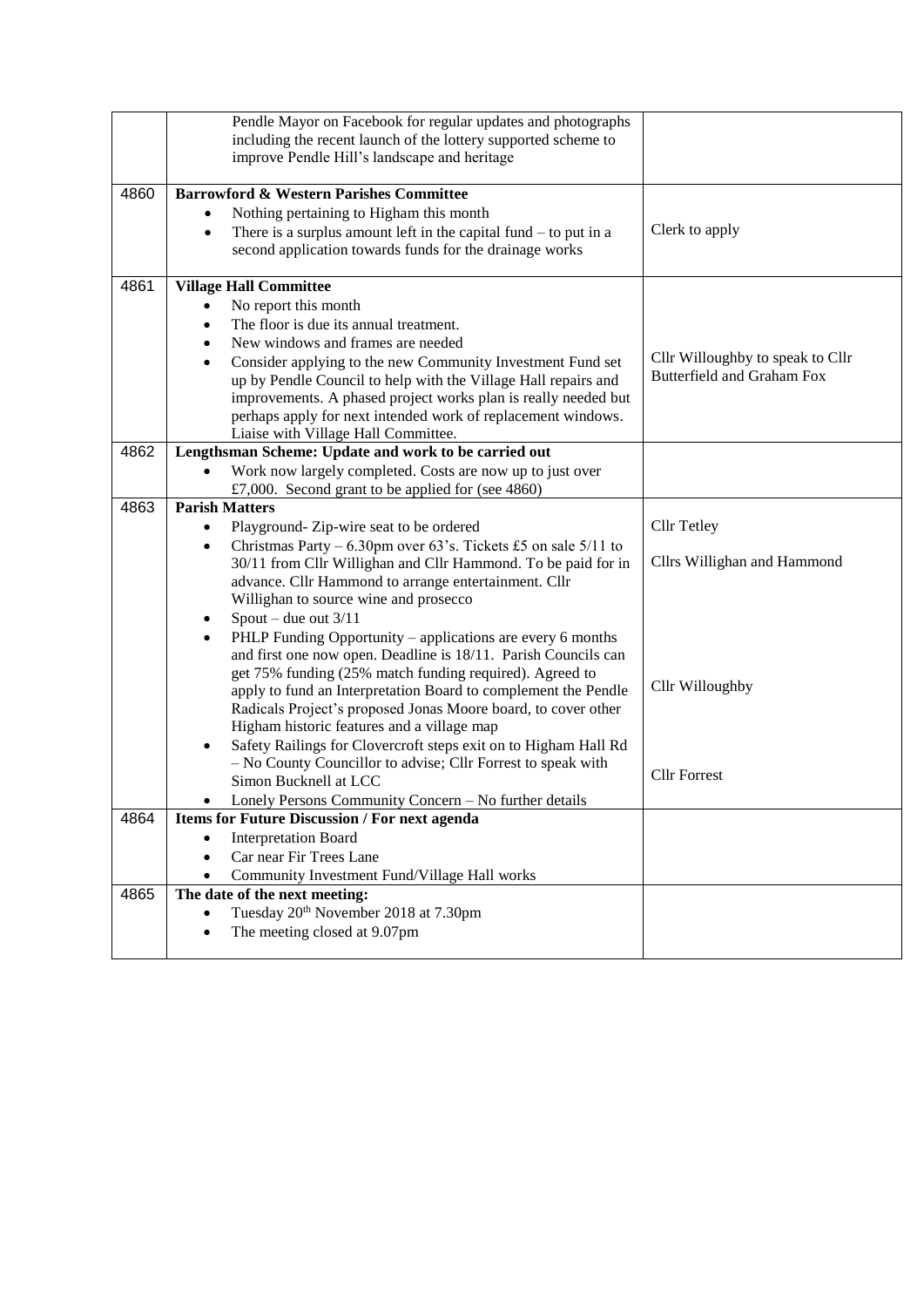| | | |
|---|---|---|
| | Pendle Mayor on Facebook for regular updates and photographs including the recent launch of the lottery supported scheme to improve Pendle Hill's landscape and heritage | |
| 4860 | **Barrowford & Western Parishes Committee**<br>• Nothing pertaining to Higham this month<br>• There is a surplus amount left in the capital fund – to put in a second application towards funds for the drainage works | Clerk to apply |
| 4861 | **Village Hall Committee**<br>• No report this month<br>• The floor is due its annual treatment.<br>• New windows and frames are needed<br>• Consider applying to the new Community Investment Fund set up by Pendle Council to help with the Village Hall repairs and improvements. A phased project works plan is really needed but perhaps apply for next intended work of replacement windows. Liaise with Village Hall Committee. | Cllr Willoughby to speak to Cllr Butterfield and Graham Fox |
| 4862 | **Lengthsman Scheme: Update and work to be carried out**<br>• Work now largely completed. Costs are now up to just over £7,000. Second grant to be applied for (see 4860) | |
| 4863 | **Parish Matters**<br>• Playground- Zip-wire seat to be ordered<br>• Christmas Party – 6.30pm over 63's. Tickets £5 on sale 5/11 to 30/11 from Cllr Willighan and Cllr Hammond. To be paid for in advance. Cllr Hammond to arrange entertainment. Cllr Willighan to source wine and prosecco<br>• Spout – due out 3/11<br>• PHLP Funding Opportunity – applications are every 6 months and first one now open. Deadline is 18/11. Parish Councils can get 75% funding (25% match funding required). Agreed to apply to fund an Interpretation Board to complement the Pendle Radicals Project's proposed Jonas Moore board, to cover other Higham historic features and a village map<br>• Safety Railings for Clovercroft steps exit on to Higham Hall Rd – No County Councillor to advise; Cllr Forrest to speak with Simon Bucknell at LCC<br>• Lonely Persons Community Concern – No further details | Cllr Tetley<br><br>Cllrs Willighan and Hammond<br><br>Cllr Willoughby<br><br>Cllr Forrest |
| 4864 | **Items for Future Discussion / For next agenda**<br>• Interpretation Board<br>• Car near Fir Trees Lane<br>• Community Investment Fund/Village Hall works | |
| 4865 | **The date of the next meeting:**<br>• Tuesday 20th November 2018 at 7.30pm<br>• The meeting closed at 9.07pm | |